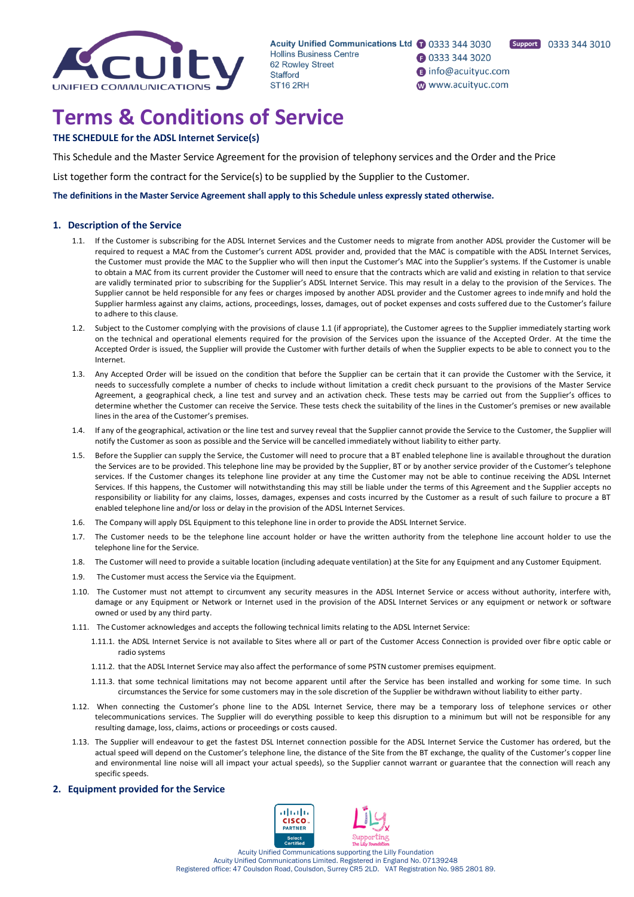Acuity Unified Communications Ltd
Hollins Business Centre
62 Rowley Street
Stafford
ST16 2RH

T 0333 344 3030
F 0333 344 3020
E info@acuityuc.com
W www.acuityuc.com

Support 0333 344 3010

# Terms & Conditions of Service

**THE SCHEDULE for the ADSL Internet Service(s)**

This Schedule and the Master Service Agreement for the provision of telephony services and the Order and the Price

List together form the contract for the Service(s) to be supplied by the Supplier to the Customer.

**The definitions in the Master Service Agreement shall apply to this Schedule unless expressly stated otherwise.**

## 1. Description of the Service

1.1. If the Customer is subscribing for the ADSL Internet Services and the Customer needs to migrate from another ADSL provider the Customer will be required to request a MAC from the Customer's current ADSL provider and, provided that the MAC is compatible with the ADSL Internet Services, the Customer must provide the MAC to the Supplier who will then input the Customer's MAC into the Supplier's systems. If the Customer is unable to obtain a MAC from its current provider the Customer will need to ensure that the contracts which are valid and existing in relation to that service are validly terminated prior to subscribing for the Supplier's ADSL Internet Service. This may result in a delay to the provision of the Services. The Supplier cannot be held responsible for any fees or charges imposed by another ADSL provider and the Customer agrees to indemnify and hold the Supplier harmless against any claims, actions, proceedings, losses, damages, out of pocket expenses and costs suffered due to the Customer's failure to adhere to this clause.

1.2. Subject to the Customer complying with the provisions of clause 1.1 (if appropriate), the Customer agrees to the Supplier immediately starting work on the technical and operational elements required for the provision of the Services upon the issuance of the Accepted Order. At the time the Accepted Order is issued, the Supplier will provide the Customer with further details of when the Supplier expects to be able to connect you to the Internet.

1.3. Any Accepted Order will be issued on the condition that before the Supplier can be certain that it can provide the Customer with the Service, it needs to successfully complete a number of checks to include without limitation a credit check pursuant to the provisions of the Master Service Agreement, a geographical check, a line test and survey and an activation check. These tests may be carried out from the Supplier's offices to determine whether the Customer can receive the Service. These tests check the suitability of the lines in the Customer's premises or new available lines in the area of the Customer's premises.

1.4. If any of the geographical, activation or the line test and survey reveal that the Supplier cannot provide the Service to the Customer, the Supplier will notify the Customer as soon as possible and the Service will be cancelled immediately without liability to either party.

1.5. Before the Supplier can supply the Service, the Customer will need to procure that a BT enabled telephone line is available throughout the duration the Services are to be provided. This telephone line may be provided by the Supplier, BT or by another service provider of the Customer's telephone services. If the Customer changes its telephone line provider at any time the Customer may not be able to continue receiving the ADSL Internet Services. If this happens, the Customer will notwithstanding this may still be liable under the terms of this Agreement and the Supplier accepts no responsibility or liability for any claims, losses, damages, expenses and costs incurred by the Customer as a result of such failure to procure a BT enabled telephone line and/or loss or delay in the provision of the ADSL Internet Services.

1.6. The Company will apply DSL Equipment to this telephone line in order to provide the ADSL Internet Service.

1.7. The Customer needs to be the telephone line account holder or have the written authority from the telephone line account holder to use the telephone line for the Service.

1.8. The Customer will need to provide a suitable location (including adequate ventilation) at the Site for any Equipment and any Customer Equipment.

1.9. The Customer must access the Service via the Equipment.

1.10. The Customer must not attempt to circumvent any security measures in the ADSL Internet Service or access without authority, interfere with, damage or any Equipment or Network or Internet used in the provision of the ADSL Internet Services or any equipment or network or software owned or used by any third party.

1.11. The Customer acknowledges and accepts the following technical limits relating to the ADSL Internet Service:

1.11.1. the ADSL Internet Service is not available to Sites where all or part of the Customer Access Connection is provided over fibre optic cable or radio systems

1.11.2. that the ADSL Internet Service may also affect the performance of some PSTN customer premises equipment.

1.11.3. that some technical limitations may not become apparent until after the Service has been installed and working for some time. In such circumstances the Service for some customers may in the sole discretion of the Supplier be withdrawn without liability to either party.

1.12. When connecting the Customer's phone line to the ADSL Internet Service, there may be a temporary loss of telephone services or other telecommunications services. The Supplier will do everything possible to keep this disruption to a minimum but will not be responsible for any resulting damage, loss, claims, actions or proceedings or costs caused.

1.13. The Supplier will endeavour to get the fastest DSL Internet connection possible for the ADSL Internet Service the Customer has ordered, but the actual speed will depend on the Customer's telephone line, the distance of the Site from the BT exchange, the quality of the Customer's copper line and environmental line noise will all impact your actual speeds), so the Supplier cannot warrant or guarantee that the connection will reach any specific speeds.

## 2. Equipment provided for the Service

Acuity Unified Communications supporting the Lilly Foundation
Acuity Unified Communications Limited. Registered in England No. 07139248
Registered office: 47 Coulsdon Road, Coulsdon, Surrey CR5 2LD. VAT Registration No. 985 2801 89.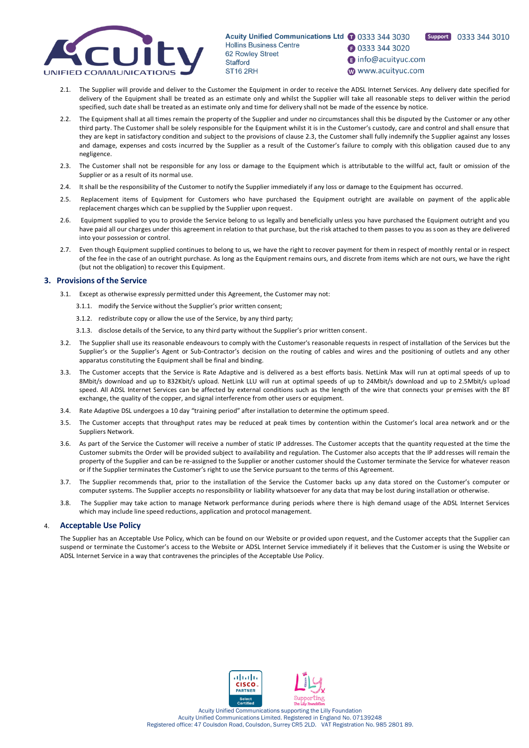2.1. The Supplier will provide and deliver to the Customer the Equipment in order to receive the ADSL Internet Services. Any delivery date specified for delivery of the Equipment shall be treated as an estimate only and whilst the Supplier will take all reasonable steps to deliver within the period specified, such date shall be treated as an estimate only and time for delivery shall not be made of the essence by notice.

2.2. The Equipment shall at all times remain the property of the Supplier and under no circumstances shall this be disputed by the Customer or any other third party. The Customer shall be solely responsible for the Equipment whilst it is in the Customer's custody, care and control and shall ensure that they are kept in satisfactory condition and subject to the provisions of clause 2.3, the Customer shall fully indemnify the Supplier against any losses and damage, expenses and costs incurred by the Supplier as a result of the Customer's failure to comply with this obligation caused due to any negligence.

2.3. The Customer shall not be responsible for any loss or damage to the Equipment which is attributable to the willful act, fault or omission of the Supplier or as a result of its normal use.

2.4. It shall be the responsibility of the Customer to notify the Supplier immediately if any loss or damage to the Equipment has occurred.

2.5. Replacement items of Equipment for Customers who have purchased the Equipment outright are available on payment of the applicable replacement charges which can be supplied by the Supplier upon request.

2.6. Equipment supplied to you to provide the Service belong to us legally and beneficially unless you have purchased the Equipment outright and you have paid all our charges under this agreement in relation to that purchase, but the risk attached to them passes to you as soon as they are delivered into your possession or control.

2.7. Even though Equipment supplied continues to belong to us, we have the right to recover payment for them in respect of monthly rental or in respect of the fee in the case of an outright purchase. As long as the Equipment remains ours, and discrete from items which are not ours, we have the right (but not the obligation) to recover this Equipment.

## 3. Provisions of the Service

3.1. Except as otherwise expressly permitted under this Agreement, the Customer may not:

3.1.1. modify the Service without the Supplier's prior written consent;

3.1.2. redistribute copy or allow the use of the Service, by any third party;

3.1.3. disclose details of the Service, to any third party without the Supplier's prior written consent.

3.2. The Supplier shall use its reasonable endeavours to comply with the Customer's reasonable requests in respect of installation of the Services but the Supplier's or the Supplier's Agent or Sub-Contractor's decision on the routing of cables and wires and the positioning of outlets and any other apparatus constituting the Equipment shall be final and binding.

3.3. The Customer accepts that the Service is Rate Adaptive and is delivered as a best efforts basis. NetLink Max will run at optimal speeds of up to 8Mbit/s download and up to 832Kbit/s upload. NetLink LLU will run at optimal speeds of up to 24Mbit/s download and up to 2.5Mbit/s upload speed. All ADSL Internet Services can be affected by external conditions such as the length of the wire that connects your premises with the BT exchange, the quality of the copper, and signal interference from other users or equipment.

3.4. Rate Adaptive DSL undergoes a 10 day "training period" after installation to determine the optimum speed.

3.5. The Customer accepts that throughput rates may be reduced at peak times by contention within the Customer's local area network and or the Suppliers Network.

3.6. As part of the Service the Customer will receive a number of static IP addresses. The Customer accepts that the quantity requested at the time the Customer submits the Order will be provided subject to availability and regulation. The Customer also accepts that the IP addresses will remain the property of the Supplier and can be re-assigned to the Supplier or another customer should the Customer terminate the Service for whatever reason or if the Supplier terminates the Customer's right to use the Service pursuant to the terms of this Agreement.

3.7. The Supplier recommends that, prior to the installation of the Service the Customer backs up any data stored on the Customer's computer or computer systems. The Supplier accepts no responsibility or liability whatsoever for any data that may be lost during installation or otherwise.

3.8. The Supplier may take action to manage Network performance during periods where there is high demand usage of the ADSL Internet Services which may include line speed reductions, application and protocol management.

## 4. Acceptable Use Policy

The Supplier has an Acceptable Use Policy, which can be found on our Website or provided upon request, and the Customer accepts that the Supplier can suspend or terminate the Customer's access to the Website or ADSL Internet Service immediately if it believes that the Customer is using the Website or ADSL Internet Service in a way that contravenes the principles of the Acceptable Use Policy.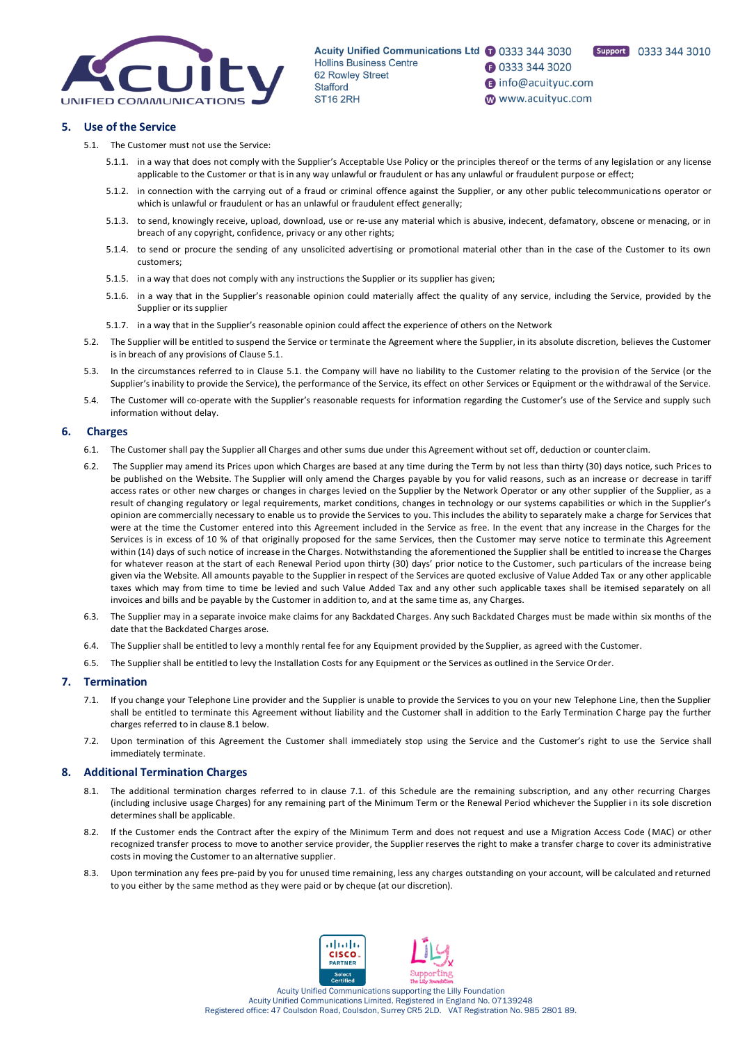## 5. Use of the Service

5.1. The Customer must not use the Service:

5.1.1. in a way that does not comply with the Supplier's Acceptable Use Policy or the principles thereof or the terms of any legislation or any license applicable to the Customer or that is in any way unlawful or fraudulent or has any unlawful or fraudulent purpose or effect;

5.1.2. in connection with the carrying out of a fraud or criminal offence against the Supplier, or any other public telecommunications operator or which is unlawful or fraudulent or has an unlawful or fraudulent effect generally;

5.1.3. to send, knowingly receive, upload, download, use or re-use any material which is abusive, indecent, defamatory, obscene or menacing, or in breach of any copyright, confidence, privacy or any other rights;

5.1.4. to send or procure the sending of any unsolicited advertising or promotional material other than in the case of the Customer to its own customers;

5.1.5. in a way that does not comply with any instructions the Supplier or its supplier has given;

5.1.6. in a way that in the Supplier's reasonable opinion could materially affect the quality of any service, including the Service, provided by the Supplier or its supplier

5.1.7. in a way that in the Supplier's reasonable opinion could affect the experience of others on the Network

5.2. The Supplier will be entitled to suspend the Service or terminate the Agreement where the Supplier, in its absolute discretion, believes the Customer is in breach of any provisions of Clause 5.1.

5.3. In the circumstances referred to in Clause 5.1. the Company will have no liability to the Customer relating to the provision of the Service (or the Supplier's inability to provide the Service), the performance of the Service, its effect on other Services or Equipment or the withdrawal of the Service.

5.4. The Customer will co-operate with the Supplier's reasonable requests for information regarding the Customer's use of the Service and supply such information without delay.

## 6. Charges

6.1. The Customer shall pay the Supplier all Charges and other sums due under this Agreement without set off, deduction or counterclaim.

6.2. The Supplier may amend its Prices upon which Charges are based at any time during the Term by not less than thirty (30) days notice, such Prices to be published on the Website. The Supplier will only amend the Charges payable by you for valid reasons, such as an increase or decrease in tariff access rates or other new charges or changes in charges levied on the Supplier by the Network Operator or any other supplier of the Supplier, as a result of changing regulatory or legal requirements, market conditions, changes in technology or our systems capabilities or which in the Supplier's opinion are commercially necessary to enable us to provide the Services to you. This includes the ability to separately make a charge for Services that were at the time the Customer entered into this Agreement included in the Service as free. In the event that any increase in the Charges for the Services is in excess of 10 % of that originally proposed for the same Services, then the Customer may serve notice to terminate this Agreement within (14) days of such notice of increase in the Charges. Notwithstanding the aforementioned the Supplier shall be entitled to increase the Charges for whatever reason at the start of each Renewal Period upon thirty (30) days' prior notice to the Customer, such particulars of the increase being given via the Website. All amounts payable to the Supplier in respect of the Services are quoted exclusive of Value Added Tax or any other applicable taxes which may from time to time be levied and such Value Added Tax and any other such applicable taxes shall be itemised separately on all invoices and bills and be payable by the Customer in addition to, and at the same time as, any Charges.

6.3. The Supplier may in a separate invoice make claims for any Backdated Charges. Any such Backdated Charges must be made within six months of the date that the Backdated Charges arose.

6.4. The Supplier shall be entitled to levy a monthly rental fee for any Equipment provided by the Supplier, as agreed with the Customer.

6.5. The Supplier shall be entitled to levy the Installation Costs for any Equipment or the Services as outlined in the Service Order.

## 7. Termination

7.1. If you change your Telephone Line provider and the Supplier is unable to provide the Services to you on your new Telephone Line, then the Supplier shall be entitled to terminate this Agreement without liability and the Customer shall in addition to the Early Termination Charge pay the further charges referred to in clause 8.1 below.

7.2. Upon termination of this Agreement the Customer shall immediately stop using the Service and the Customer's right to use the Service shall immediately terminate.

## 8. Additional Termination Charges

8.1. The additional termination charges referred to in clause 7.1. of this Schedule are the remaining subscription, and any other recurring Charges (including inclusive usage Charges) for any remaining part of the Minimum Term or the Renewal Period whichever the Supplier in its sole discretion determines shall be applicable.

8.2. If the Customer ends the Contract after the expiry of the Minimum Term and does not request and use a Migration Access Code (MAC) or other recognized transfer process to move to another service provider, the Supplier reserves the right to make a transfer charge to cover its administrative costs in moving the Customer to an alternative supplier.

8.3. Upon termination any fees pre-paid by you for unused time remaining, less any charges outstanding on your account, will be calculated and returned to you either by the same method as they were paid or by cheque (at our discretion).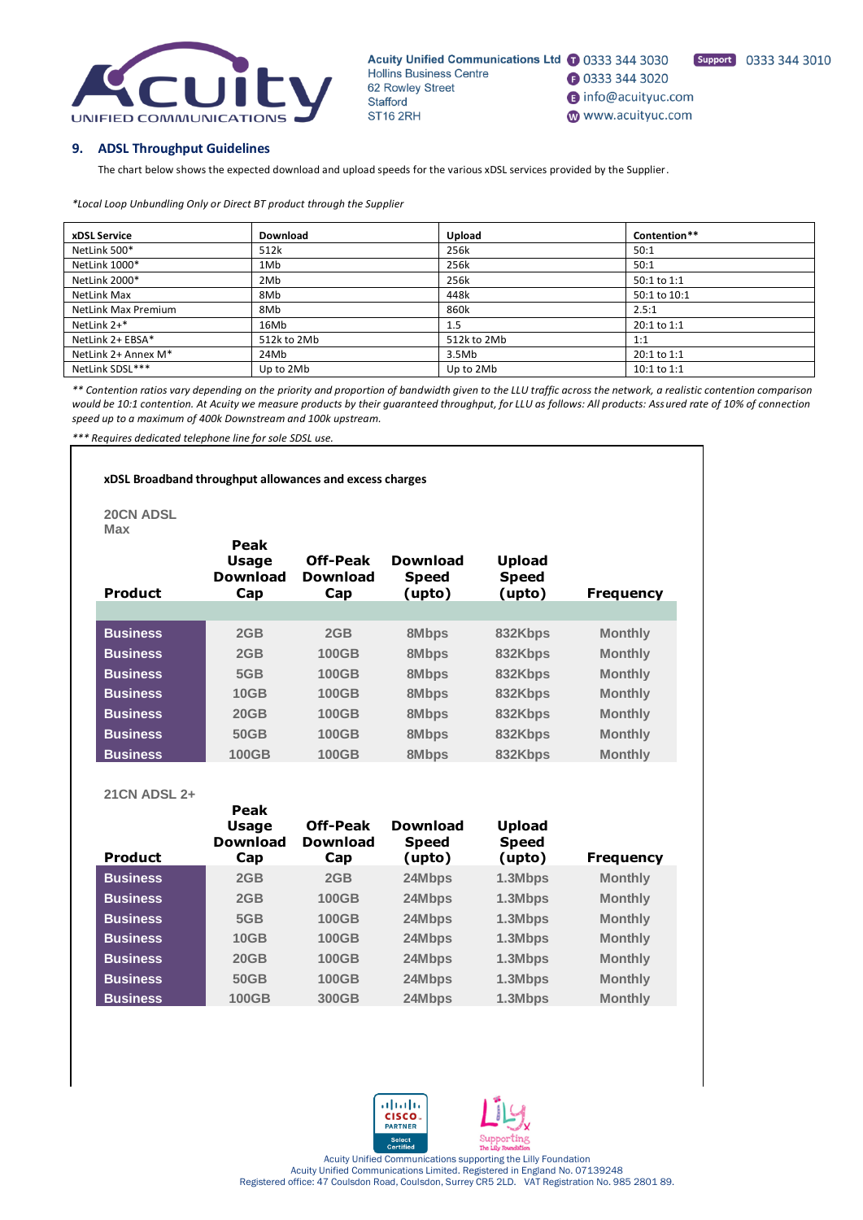## 9. ADSL Throughput Guidelines

The chart below shows the expected download and upload speeds for the various xDSL services provided by the Supplier.

*\*Local Loop Unbundling Only or Direct BT product through the Supplier*

| xDSL Service | Download | Upload | Contention** |
|---|---|---|---|
| NetLink 500* | 512k | 256k | 50:1 |
| NetLink 1000* | 1Mb | 256k | 50:1 |
| NetLink 2000* | 2Mb | 256k | 50:1 to 1:1 |
| NetLink Max | 8Mb | 448k | 50:1 to 10:1 |
| NetLink Max Premium | 8Mb | 860k | 2.5:1 |
| NetLink 2+* | 16Mb | 1.5 | 20:1 to 1:1 |
| NetLink 2+ EBSA* | 512k to 2Mb | 512k to 2Mb | 1:1 |
| NetLink 2+ Annex M* | 24Mb | 3.5Mb | 20:1 to 1:1 |
| NetLink SDSL*** | Up to 2Mb | Up to 2Mb | 10:1 to 1:1 |

*\*\* Contention ratios vary depending on the priority and proportion of bandwidth given to the LLU traffic across the network, a realistic contention comparison would be 10:1 contention. At Acuity we measure products by their guaranteed throughput, for LLU as follows: All products: Assured rate of 10% of connection speed up to a maximum of 400k Downstream and 100k upstream.*

*\*\*\* Requires dedicated telephone line for sole SDSL use.*

**xDSL Broadband throughput allowances and excess charges**

**20CN ADSL Max**

| Product | Peak Usage Download Cap | Off-Peak Download Cap | Download Speed (upto) | Upload Speed (upto) | Frequency |
|---|---|---|---|---|---|
| Business | 2GB | 2GB | 8Mbps | 832Kbps | Monthly |
| Business | 2GB | 100GB | 8Mbps | 832Kbps | Monthly |
| Business | 5GB | 100GB | 8Mbps | 832Kbps | Monthly |
| Business | 10GB | 100GB | 8Mbps | 832Kbps | Monthly |
| Business | 20GB | 100GB | 8Mbps | 832Kbps | Monthly |
| Business | 50GB | 100GB | 8Mbps | 832Kbps | Monthly |
| Business | 100GB | 100GB | 8Mbps | 832Kbps | Monthly |

**21CN ADSL 2+**

| Product | Peak Usage Download Cap | Off-Peak Download Cap | Download Speed (upto) | Upload Speed (upto) | Frequency |
|---|---|---|---|---|---|
| Business | 2GB | 2GB | 24Mbps | 1.3Mbps | Monthly |
| Business | 2GB | 100GB | 24Mbps | 1.3Mbps | Monthly |
| Business | 5GB | 100GB | 24Mbps | 1.3Mbps | Monthly |
| Business | 10GB | 100GB | 24Mbps | 1.3Mbps | Monthly |
| Business | 20GB | 100GB | 24Mbps | 1.3Mbps | Monthly |
| Business | 50GB | 100GB | 24Mbps | 1.3Mbps | Monthly |
| Business | 100GB | 300GB | 24Mbps | 1.3Mbps | Monthly |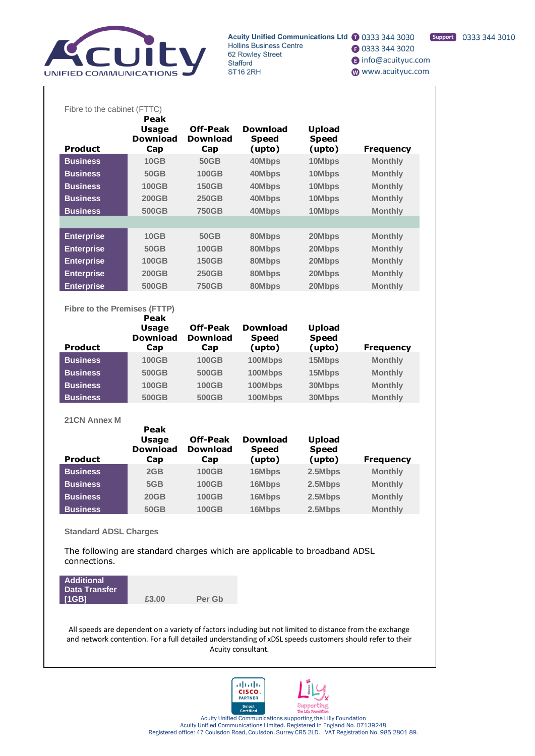Fibre to the cabinet (FTTC)

| Product | Peak Usage Download Cap | Off-Peak Download Cap | Download Speed (upto) | Upload Speed (upto) | Frequency |
|---|---|---|---|---|---|
| Business | 10GB | 50GB | 40Mbps | 10Mbps | Monthly |
| Business | 50GB | 100GB | 40Mbps | 10Mbps | Monthly |
| Business | 100GB | 150GB | 40Mbps | 10Mbps | Monthly |
| Business | 200GB | 250GB | 40Mbps | 10Mbps | Monthly |
| Business | 500GB | 750GB | 40Mbps | 10Mbps | Monthly |
| | | | | | |
| Enterprise | 10GB | 50GB | 80Mbps | 20Mbps | Monthly |
| Enterprise | 50GB | 100GB | 80Mbps | 20Mbps | Monthly |
| Enterprise | 100GB | 150GB | 80Mbps | 20Mbps | Monthly |
| Enterprise | 200GB | 250GB | 80Mbps | 20Mbps | Monthly |
| Enterprise | 500GB | 750GB | 80Mbps | 20Mbps | Monthly |

**Fibre to the Premises (FTTP)**

| Product | Peak Usage Download Cap | Off-Peak Download Cap | Download Speed (upto) | Upload Speed (upto) | Frequency |
|---|---|---|---|---|---|
| Business | 100GB | 100GB | 100Mbps | 15Mbps | Monthly |
| Business | 500GB | 500GB | 100Mbps | 15Mbps | Monthly |
| Business | 100GB | 100GB | 100Mbps | 30Mbps | Monthly |
| Business | 500GB | 500GB | 100Mbps | 30Mbps | Monthly |

**21CN Annex M**

| Product | Peak Usage Download Cap | Off-Peak Download Cap | Download Speed (upto) | Upload Speed (upto) | Frequency |
|---|---|---|---|---|---|
| Business | 2GB | 100GB | 16Mbps | 2.5Mbps | Monthly |
| Business | 5GB | 100GB | 16Mbps | 2.5Mbps | Monthly |
| Business | 20GB | 100GB | 16Mbps | 2.5Mbps | Monthly |
| Business | 50GB | 100GB | 16Mbps | 2.5Mbps | Monthly |

**Standard ADSL Charges**

The following are standard charges which are applicable to broadband ADSL connections.

| | | |
|---|---|---|
| Additional Data Transfer [1GB] | £3.00 | Per Gb |

All speeds are dependent on a variety of factors including but not limited to distance from the exchange and network contention. For a full detailed understanding of xDSL speeds customers should refer to their Acuity consultant.